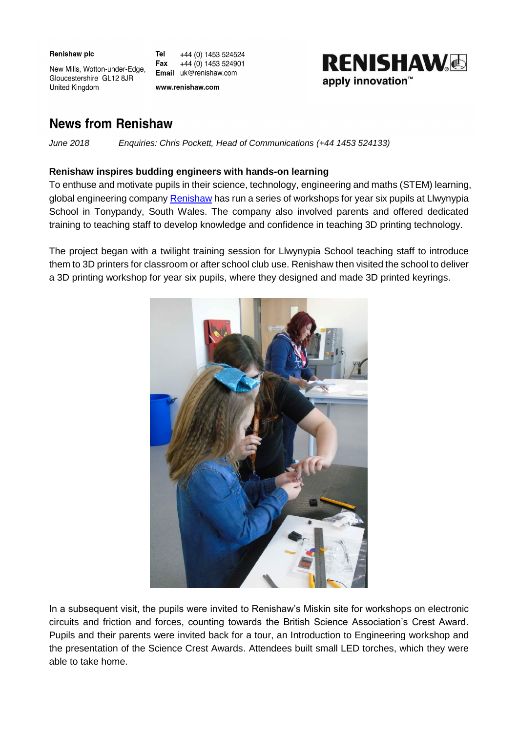Renishaw plc

New Mills, Wotton-under-Edge,
Gloucestershire GL12 8JR
United Kingdom

**Tel** +44 (0) 1453 524524
**Fax** +44 (0) 1453 524901
**Email** uk@renishaw.com

**www.renishaw.com**

RENISHAW
apply innovation™

# News from Renishaw

*June 2018* *Enquiries: Chris Pockett, Head of Communications (+44 1453 524133)*

**Renishaw inspires budding engineers with hands-on learning**

To enthuse and motivate pupils in their science, technology, engineering and maths (STEM) learning, global engineering company Renishaw has run a series of workshops for year six pupils at Llwynypia School in Tonypandy, South Wales. The company also involved parents and offered dedicated training to teaching staff to develop knowledge and confidence in teaching 3D printing technology.

The project began with a twilight training session for Llwynypia School teaching staff to introduce them to 3D printers for classroom or after school club use. Renishaw then visited the school to deliver a 3D printing workshop for year six pupils, where they designed and made 3D printed keyrings.

In a subsequent visit, the pupils were invited to Renishaw's Miskin site for workshops on electronic circuits and friction and forces, counting towards the British Science Association's Crest Award. Pupils and their parents were invited back for a tour, an Introduction to Engineering workshop and the presentation of the Science Crest Awards. Attendees built small LED torches, which they were able to take home.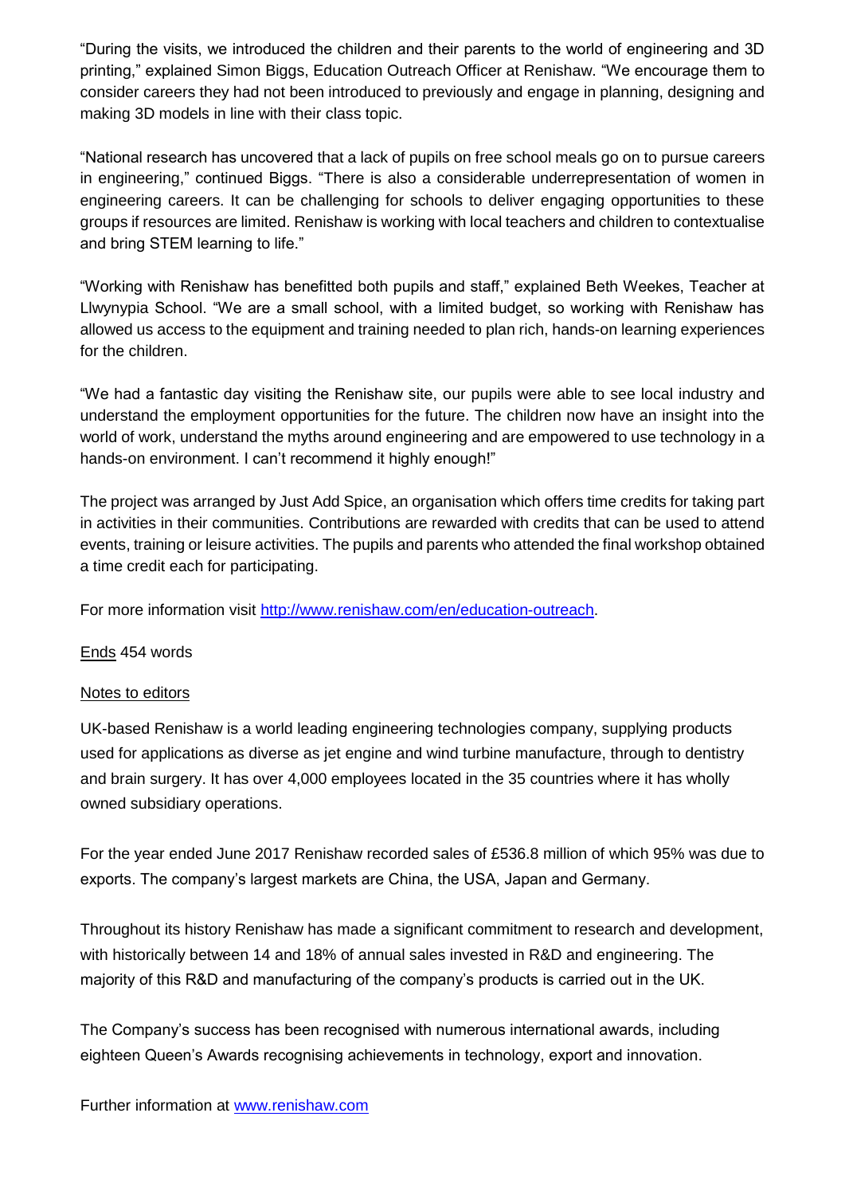"During the visits, we introduced the children and their parents to the world of engineering and 3D printing," explained Simon Biggs, Education Outreach Officer at Renishaw. "We encourage them to consider careers they had not been introduced to previously and engage in planning, designing and making 3D models in line with their class topic.

"National research has uncovered that a lack of pupils on free school meals go on to pursue careers in engineering," continued Biggs. "There is also a considerable underrepresentation of women in engineering careers. It can be challenging for schools to deliver engaging opportunities to these groups if resources are limited. Renishaw is working with local teachers and children to contextualise and bring STEM learning to life."

"Working with Renishaw has benefitted both pupils and staff," explained Beth Weekes, Teacher at Llwynypia School. "We are a small school, with a limited budget, so working with Renishaw has allowed us access to the equipment and training needed to plan rich, hands-on learning experiences for the children.

"We had a fantastic day visiting the Renishaw site, our pupils were able to see local industry and understand the employment opportunities for the future. The children now have an insight into the world of work, understand the myths around engineering and are empowered to use technology in a hands-on environment. I can't recommend it highly enough!"

The project was arranged by Just Add Spice, an organisation which offers time credits for taking part in activities in their communities. Contributions are rewarded with credits that can be used to attend events, training or leisure activities. The pupils and parents who attended the final workshop obtained a time credit each for participating.

For more information visit http://www.renishaw.com/en/education-outreach.

Ends 454 words

Notes to editors

UK-based Renishaw is a world leading engineering technologies company, supplying products used for applications as diverse as jet engine and wind turbine manufacture, through to dentistry and brain surgery. It has over 4,000 employees located in the 35 countries where it has wholly owned subsidiary operations.

For the year ended June 2017 Renishaw recorded sales of £536.8 million of which 95% was due to exports. The company's largest markets are China, the USA, Japan and Germany.

Throughout its history Renishaw has made a significant commitment to research and development, with historically between 14 and 18% of annual sales invested in R&D and engineering. The majority of this R&D and manufacturing of the company's products is carried out in the UK.

The Company's success has been recognised with numerous international awards, including eighteen Queen's Awards recognising achievements in technology, export and innovation.

Further information at www.renishaw.com